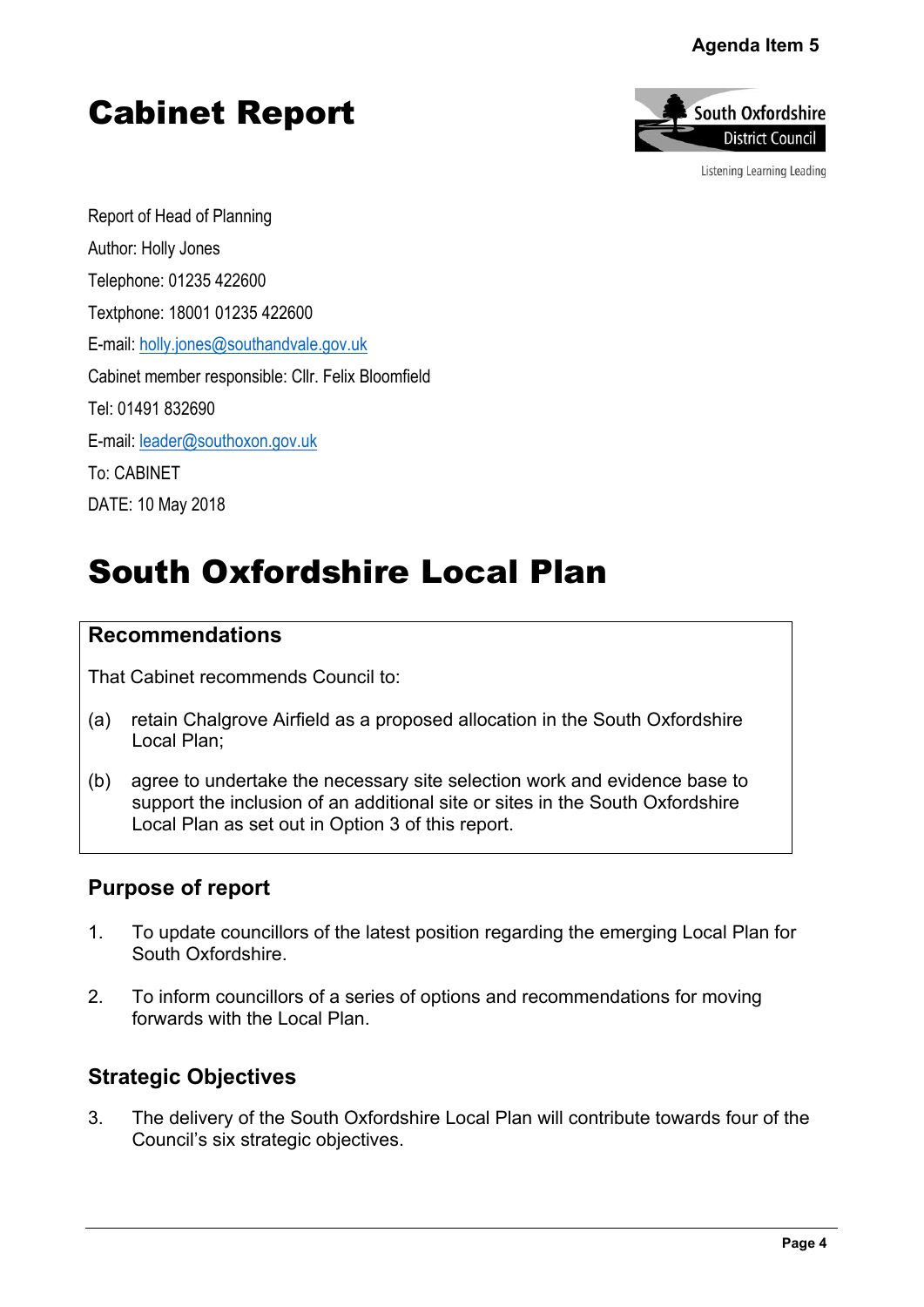Agenda Item 5

# Cabinet Report

South Oxfordshire District Council

Listening Learning Leading

Report of Head of Planning

Author: Holly Jones

Telephone: 01235 422600

Textphone: 18001 01235 422600

E-mail: holly.jones@southandvale.gov.uk

Cabinet member responsible: Cllr. Felix Bloomfield

Tel: 01491 832690

E-mail: leader@southoxon.gov.uk

To: CABINET

DATE: 10 May 2018

# South Oxfordshire Local Plan

## Recommendations

That Cabinet recommends Council to:

(a) retain Chalgrove Airfield as a proposed allocation in the South Oxfordshire Local Plan;

(b) agree to undertake the necessary site selection work and evidence base to support the inclusion of an additional site or sites in the South Oxfordshire Local Plan as set out in Option 3 of this report.

## Purpose of report

1. To update councillors of the latest position regarding the emerging Local Plan for South Oxfordshire.

2. To inform councillors of a series of options and recommendations for moving forwards with the Local Plan.

## Strategic Objectives

3. The delivery of the South Oxfordshire Local Plan will contribute towards four of the Council's six strategic objectives.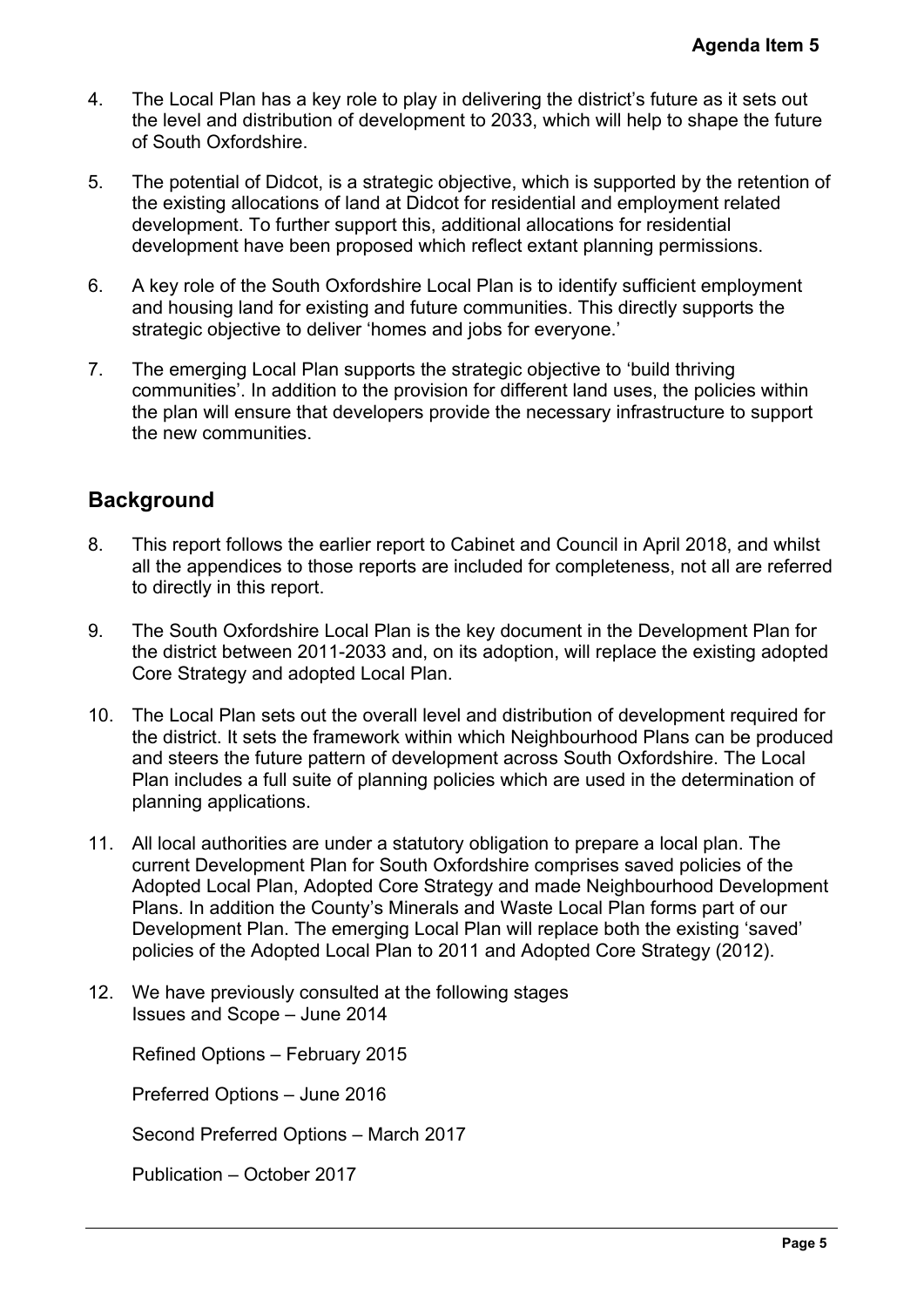4. The Local Plan has a key role to play in delivering the district's future as it sets out the level and distribution of development to 2033, which will help to shape the future of South Oxfordshire.

5. The potential of Didcot, is a strategic objective, which is supported by the retention of the existing allocations of land at Didcot for residential and employment related development. To further support this, additional allocations for residential development have been proposed which reflect extant planning permissions.

6. A key role of the South Oxfordshire Local Plan is to identify sufficient employment and housing land for existing and future communities. This directly supports the strategic objective to deliver 'homes and jobs for everyone.'

7. The emerging Local Plan supports the strategic objective to 'build thriving communities'. In addition to the provision for different land uses, the policies within the plan will ensure that developers provide the necessary infrastructure to support the new communities.

## Background

8. This report follows the earlier report to Cabinet and Council in April 2018, and whilst all the appendices to those reports are included for completeness, not all are referred to directly in this report.

9. The South Oxfordshire Local Plan is the key document in the Development Plan for the district between 2011-2033 and, on its adoption, will replace the existing adopted Core Strategy and adopted Local Plan.

10. The Local Plan sets out the overall level and distribution of development required for the district. It sets the framework within which Neighbourhood Plans can be produced and steers the future pattern of development across South Oxfordshire. The Local Plan includes a full suite of planning policies which are used in the determination of planning applications.

11. All local authorities are under a statutory obligation to prepare a local plan. The current Development Plan for South Oxfordshire comprises saved policies of the Adopted Local Plan, Adopted Core Strategy and made Neighbourhood Development Plans. In addition the County's Minerals and Waste Local Plan forms part of our Development Plan. The emerging Local Plan will replace both the existing 'saved' policies of the Adopted Local Plan to 2011 and Adopted Core Strategy (2012).

12. We have previously consulted at the following stages
    Issues and Scope – June 2014

    Refined Options – February 2015

    Preferred Options – June 2016

    Second Preferred Options – March 2017

    Publication – October 2017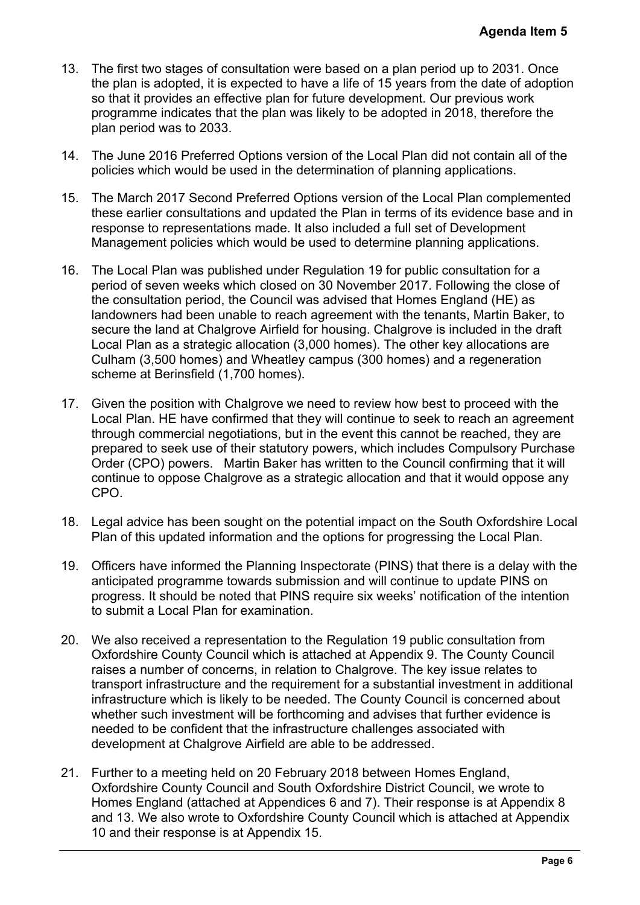13. The first two stages of consultation were based on a plan period up to 2031. Once the plan is adopted, it is expected to have a life of 15 years from the date of adoption so that it provides an effective plan for future development. Our previous work programme indicates that the plan was likely to be adopted in 2018, therefore the plan period was to 2033.

14. The June 2016 Preferred Options version of the Local Plan did not contain all of the policies which would be used in the determination of planning applications.

15. The March 2017 Second Preferred Options version of the Local Plan complemented these earlier consultations and updated the Plan in terms of its evidence base and in response to representations made. It also included a full set of Development Management policies which would be used to determine planning applications.

16. The Local Plan was published under Regulation 19 for public consultation for a period of seven weeks which closed on 30 November 2017. Following the close of the consultation period, the Council was advised that Homes England (HE) as landowners had been unable to reach agreement with the tenants, Martin Baker, to secure the land at Chalgrove Airfield for housing. Chalgrove is included in the draft Local Plan as a strategic allocation (3,000 homes). The other key allocations are Culham (3,500 homes) and Wheatley campus (300 homes) and a regeneration scheme at Berinsfield (1,700 homes).

17. Given the position with Chalgrove we need to review how best to proceed with the Local Plan. HE have confirmed that they will continue to seek to reach an agreement through commercial negotiations, but in the event this cannot be reached, they are prepared to seek use of their statutory powers, which includes Compulsory Purchase Order (CPO) powers. Martin Baker has written to the Council confirming that it will continue to oppose Chalgrove as a strategic allocation and that it would oppose any CPO.

18. Legal advice has been sought on the potential impact on the South Oxfordshire Local Plan of this updated information and the options for progressing the Local Plan.

19. Officers have informed the Planning Inspectorate (PINS) that there is a delay with the anticipated programme towards submission and will continue to update PINS on progress. It should be noted that PINS require six weeks' notification of the intention to submit a Local Plan for examination.

20. We also received a representation to the Regulation 19 public consultation from Oxfordshire County Council which is attached at Appendix 9. The County Council raises a number of concerns, in relation to Chalgrove. The key issue relates to transport infrastructure and the requirement for a substantial investment in additional infrastructure which is likely to be needed. The County Council is concerned about whether such investment will be forthcoming and advises that further evidence is needed to be confident that the infrastructure challenges associated with development at Chalgrove Airfield are able to be addressed.

21. Further to a meeting held on 20 February 2018 between Homes England, Oxfordshire County Council and South Oxfordshire District Council, we wrote to Homes England (attached at Appendices 6 and 7). Their response is at Appendix 8 and 13. We also wrote to Oxfordshire County Council which is attached at Appendix 10 and their response is at Appendix 15.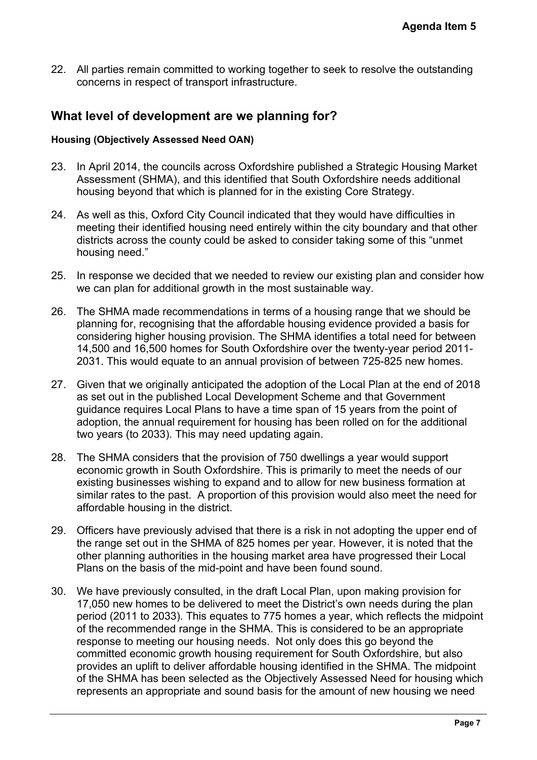22. All parties remain committed to working together to seek to resolve the outstanding concerns in respect of transport infrastructure.

## What level of development are we planning for?

#### Housing (Objectively Assessed Need OAN)

23. In April 2014, the councils across Oxfordshire published a Strategic Housing Market Assessment (SHMA), and this identified that South Oxfordshire needs additional housing beyond that which is planned for in the existing Core Strategy.

24. As well as this, Oxford City Council indicated that they would have difficulties in meeting their identified housing need entirely within the city boundary and that other districts across the county could be asked to consider taking some of this "unmet housing need."

25. In response we decided that we needed to review our existing plan and consider how we can plan for additional growth in the most sustainable way.

26. The SHMA made recommendations in terms of a housing range that we should be planning for, recognising that the affordable housing evidence provided a basis for considering higher housing provision. The SHMA identifies a total need for between 14,500 and 16,500 homes for South Oxfordshire over the twenty-year period 2011-2031. This would equate to an annual provision of between 725-825 new homes.

27. Given that we originally anticipated the adoption of the Local Plan at the end of 2018 as set out in the published Local Development Scheme and that Government guidance requires Local Plans to have a time span of 15 years from the point of adoption, the annual requirement for housing has been rolled on for the additional two years (to 2033). This may need updating again.

28. The SHMA considers that the provision of 750 dwellings a year would support economic growth in South Oxfordshire. This is primarily to meet the needs of our existing businesses wishing to expand and to allow for new business formation at similar rates to the past. A proportion of this provision would also meet the need for affordable housing in the district.

29. Officers have previously advised that there is a risk in not adopting the upper end of the range set out in the SHMA of 825 homes per year. However, it is noted that the other planning authorities in the housing market area have progressed their Local Plans on the basis of the mid-point and have been found sound.

30. We have previously consulted, in the draft Local Plan, upon making provision for 17,050 new homes to be delivered to meet the District's own needs during the plan period (2011 to 2033). This equates to 775 homes a year, which reflects the midpoint of the recommended range in the SHMA. This is considered to be an appropriate response to meeting our housing needs. Not only does this go beyond the committed economic growth housing requirement for South Oxfordshire, but also provides an uplift to deliver affordable housing identified in the SHMA. The midpoint of the SHMA has been selected as the Objectively Assessed Need for housing which represents an appropriate and sound basis for the amount of new housing we need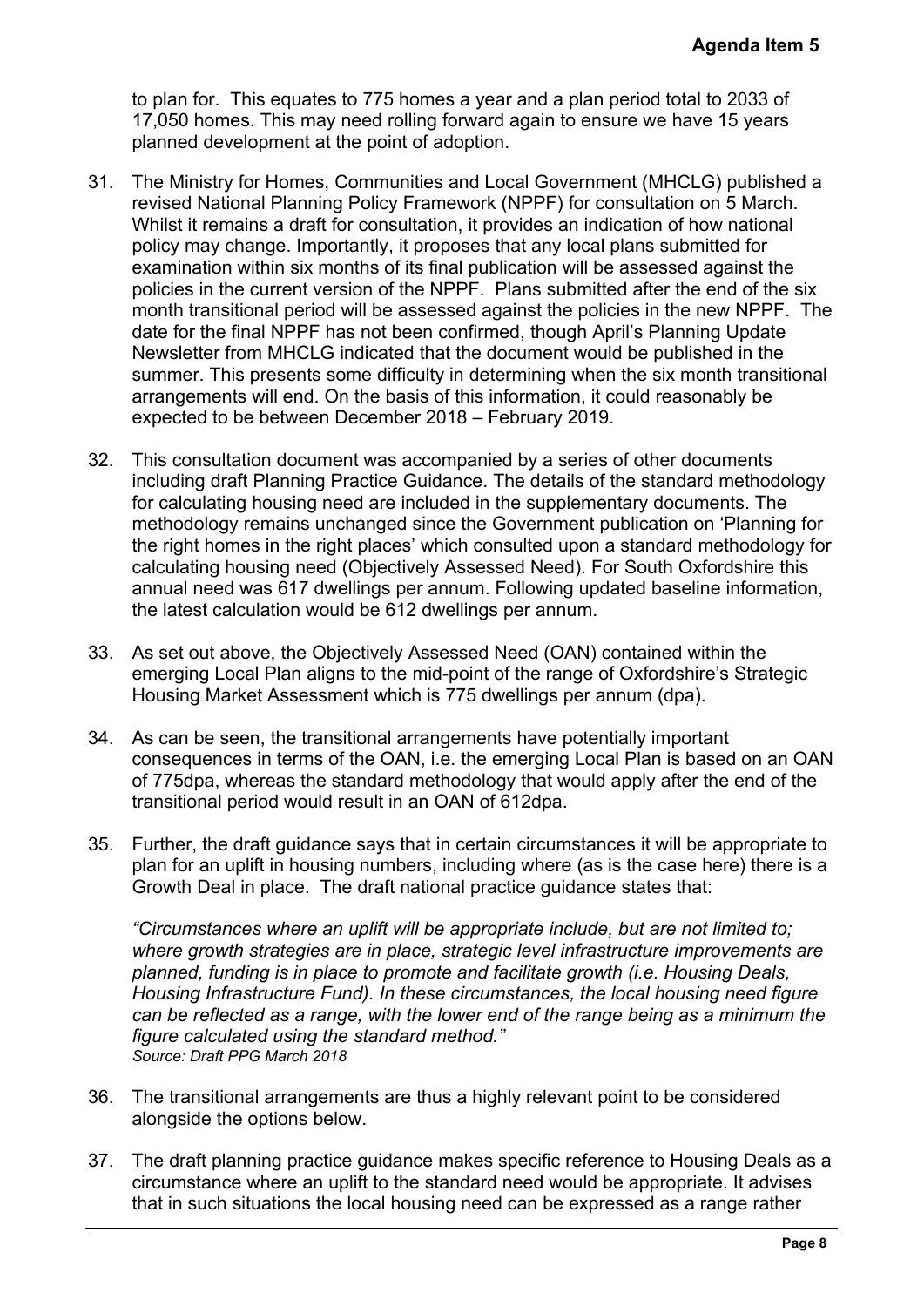to plan for. This equates to 775 homes a year and a plan period total to 2033 of 17,050 homes. This may need rolling forward again to ensure we have 15 years planned development at the point of adoption.

31. The Ministry for Homes, Communities and Local Government (MHCLG) published a revised National Planning Policy Framework (NPPF) for consultation on 5 March. Whilst it remains a draft for consultation, it provides an indication of how national policy may change. Importantly, it proposes that any local plans submitted for examination within six months of its final publication will be assessed against the policies in the current version of the NPPF. Plans submitted after the end of the six month transitional period will be assessed against the policies in the new NPPF. The date for the final NPPF has not been confirmed, though April's Planning Update Newsletter from MHCLG indicated that the document would be published in the summer. This presents some difficulty in determining when the six month transitional arrangements will end. On the basis of this information, it could reasonably be expected to be between December 2018 – February 2019.

32. This consultation document was accompanied by a series of other documents including draft Planning Practice Guidance. The details of the standard methodology for calculating housing need are included in the supplementary documents. The methodology remains unchanged since the Government publication on 'Planning for the right homes in the right places' which consulted upon a standard methodology for calculating housing need (Objectively Assessed Need). For South Oxfordshire this annual need was 617 dwellings per annum. Following updated baseline information, the latest calculation would be 612 dwellings per annum.

33. As set out above, the Objectively Assessed Need (OAN) contained within the emerging Local Plan aligns to the mid-point of the range of Oxfordshire's Strategic Housing Market Assessment which is 775 dwellings per annum (dpa).

34. As can be seen, the transitional arrangements have potentially important consequences in terms of the OAN, i.e. the emerging Local Plan is based on an OAN of 775dpa, whereas the standard methodology that would apply after the end of the transitional period would result in an OAN of 612dpa.

35. Further, the draft guidance says that in certain circumstances it will be appropriate to plan for an uplift in housing numbers, including where (as is the case here) there is a Growth Deal in place. The draft national practice guidance states that:

    *"Circumstances where an uplift will be appropriate include, but are not limited to; where growth strategies are in place, strategic level infrastructure improvements are planned, funding is in place to promote and facilitate growth (i.e. Housing Deals, Housing Infrastructure Fund). In these circumstances, the local housing need figure can be reflected as a range, with the lower end of the range being as a minimum the figure calculated using the standard method."*
    *Source: Draft PPG March 2018*

36. The transitional arrangements are thus a highly relevant point to be considered alongside the options below.

37. The draft planning practice guidance makes specific reference to Housing Deals as a circumstance where an uplift to the standard need would be appropriate. It advises that in such situations the local housing need can be expressed as a range rather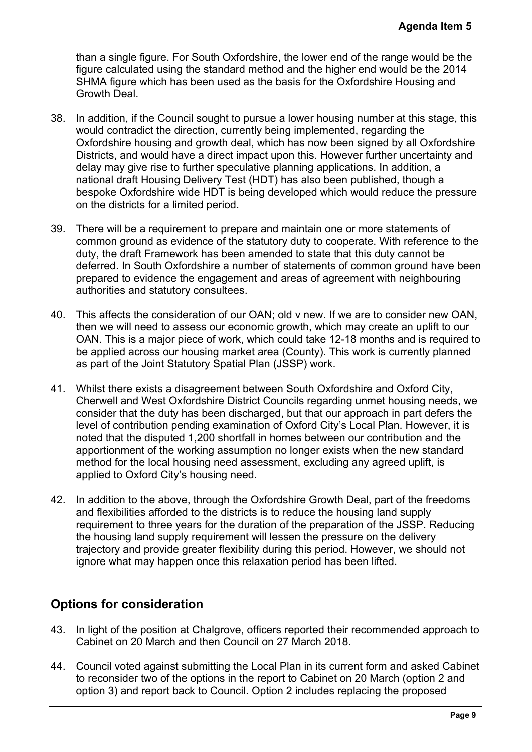than a single figure. For South Oxfordshire, the lower end of the range would be the figure calculated using the standard method and the higher end would be the 2014 SHMA figure which has been used as the basis for the Oxfordshire Housing and Growth Deal.

38. In addition, if the Council sought to pursue a lower housing number at this stage, this would contradict the direction, currently being implemented, regarding the Oxfordshire housing and growth deal, which has now been signed by all Oxfordshire Districts, and would have a direct impact upon this. However further uncertainty and delay may give rise to further speculative planning applications. In addition, a national draft Housing Delivery Test (HDT) has also been published, though a bespoke Oxfordshire wide HDT is being developed which would reduce the pressure on the districts for a limited period.

39. There will be a requirement to prepare and maintain one or more statements of common ground as evidence of the statutory duty to cooperate. With reference to the duty, the draft Framework has been amended to state that this duty cannot be deferred. In South Oxfordshire a number of statements of common ground have been prepared to evidence the engagement and areas of agreement with neighbouring authorities and statutory consultees.

40. This affects the consideration of our OAN; old v new. If we are to consider new OAN, then we will need to assess our economic growth, which may create an uplift to our OAN. This is a major piece of work, which could take 12-18 months and is required to be applied across our housing market area (County). This work is currently planned as part of the Joint Statutory Spatial Plan (JSSP) work.

41. Whilst there exists a disagreement between South Oxfordshire and Oxford City, Cherwell and West Oxfordshire District Councils regarding unmet housing needs, we consider that the duty has been discharged, but that our approach in part defers the level of contribution pending examination of Oxford City's Local Plan. However, it is noted that the disputed 1,200 shortfall in homes between our contribution and the apportionment of the working assumption no longer exists when the new standard method for the local housing need assessment, excluding any agreed uplift, is applied to Oxford City's housing need.

42. In addition to the above, through the Oxfordshire Growth Deal, part of the freedoms and flexibilities afforded to the districts is to reduce the housing land supply requirement to three years for the duration of the preparation of the JSSP. Reducing the housing land supply requirement will lessen the pressure on the delivery trajectory and provide greater flexibility during this period. However, we should not ignore what may happen once this relaxation period has been lifted.

## Options for consideration

43. In light of the position at Chalgrove, officers reported their recommended approach to Cabinet on 20 March and then Council on 27 March 2018.

44. Council voted against submitting the Local Plan in its current form and asked Cabinet to reconsider two of the options in the report to Cabinet on 20 March (option 2 and option 3) and report back to Council. Option 2 includes replacing the proposed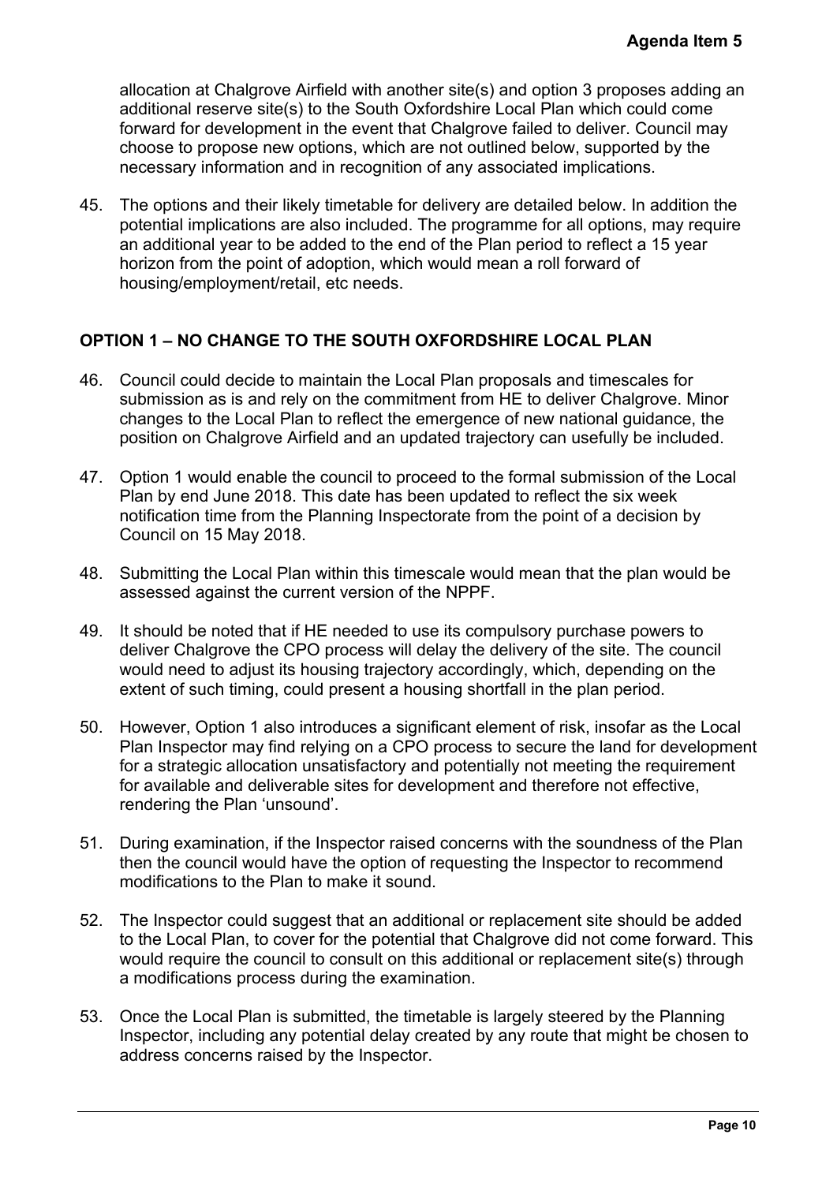allocation at Chalgrove Airfield with another site(s) and option 3 proposes adding an additional reserve site(s) to the South Oxfordshire Local Plan which could come forward for development in the event that Chalgrove failed to deliver. Council may choose to propose new options, which are not outlined below, supported by the necessary information and in recognition of any associated implications.

45. The options and their likely timetable for delivery are detailed below. In addition the potential implications are also included. The programme for all options, may require an additional year to be added to the end of the Plan period to reflect a 15 year horizon from the point of adoption, which would mean a roll forward of housing/employment/retail, etc needs.

## OPTION 1 – NO CHANGE TO THE SOUTH OXFORDSHIRE LOCAL PLAN

46. Council could decide to maintain the Local Plan proposals and timescales for submission as is and rely on the commitment from HE to deliver Chalgrove. Minor changes to the Local Plan to reflect the emergence of new national guidance, the position on Chalgrove Airfield and an updated trajectory can usefully be included.

47. Option 1 would enable the council to proceed to the formal submission of the Local Plan by end June 2018. This date has been updated to reflect the six week notification time from the Planning Inspectorate from the point of a decision by Council on 15 May 2018.

48. Submitting the Local Plan within this timescale would mean that the plan would be assessed against the current version of the NPPF.

49. It should be noted that if HE needed to use its compulsory purchase powers to deliver Chalgrove the CPO process will delay the delivery of the site. The council would need to adjust its housing trajectory accordingly, which, depending on the extent of such timing, could present a housing shortfall in the plan period.

50. However, Option 1 also introduces a significant element of risk, insofar as the Local Plan Inspector may find relying on a CPO process to secure the land for development for a strategic allocation unsatisfactory and potentially not meeting the requirement for available and deliverable sites for development and therefore not effective, rendering the Plan 'unsound'.

51. During examination, if the Inspector raised concerns with the soundness of the Plan then the council would have the option of requesting the Inspector to recommend modifications to the Plan to make it sound.

52. The Inspector could suggest that an additional or replacement site should be added to the Local Plan, to cover for the potential that Chalgrove did not come forward. This would require the council to consult on this additional or replacement site(s) through a modifications process during the examination.

53. Once the Local Plan is submitted, the timetable is largely steered by the Planning Inspector, including any potential delay created by any route that might be chosen to address concerns raised by the Inspector.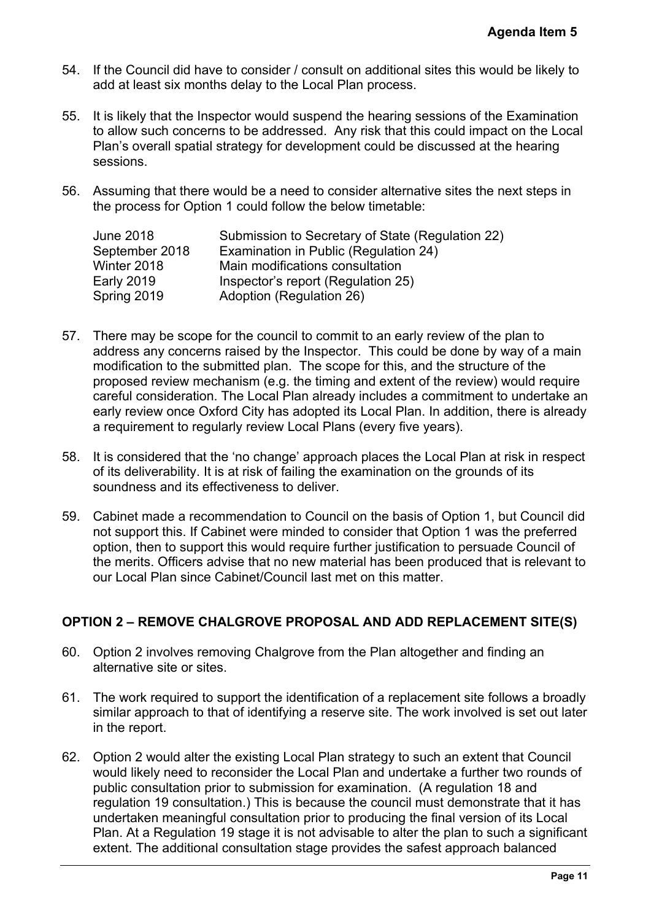54. If the Council did have to consider / consult on additional sites this would be likely to add at least six months delay to the Local Plan process.

55. It is likely that the Inspector would suspend the hearing sessions of the Examination to allow such concerns to be addressed. Any risk that this could impact on the Local Plan's overall spatial strategy for development could be discussed at the hearing sessions.

56. Assuming that there would be a need to consider alternative sites the next steps in the process for Option 1 could follow the below timetable:

| | |
|---|---|
| June 2018 | Submission to Secretary of State (Regulation 22) |
| September 2018 | Examination in Public (Regulation 24) |
| Winter 2018 | Main modifications consultation |
| Early 2019 | Inspector's report (Regulation 25) |
| Spring 2019 | Adoption (Regulation 26) |

57. There may be scope for the council to commit to an early review of the plan to address any concerns raised by the Inspector. This could be done by way of a main modification to the submitted plan. The scope for this, and the structure of the proposed review mechanism (e.g. the timing and extent of the review) would require careful consideration. The Local Plan already includes a commitment to undertake an early review once Oxford City has adopted its Local Plan. In addition, there is already a requirement to regularly review Local Plans (every five years).

58. It is considered that the 'no change' approach places the Local Plan at risk in respect of its deliverability. It is at risk of failing the examination on the grounds of its soundness and its effectiveness to deliver.

59. Cabinet made a recommendation to Council on the basis of Option 1, but Council did not support this. If Cabinet were minded to consider that Option 1 was the preferred option, then to support this would require further justification to persuade Council of the merits. Officers advise that no new material has been produced that is relevant to our Local Plan since Cabinet/Council last met on this matter.

## OPTION 2 – REMOVE CHALGROVE PROPOSAL AND ADD REPLACEMENT SITE(S)

60. Option 2 involves removing Chalgrove from the Plan altogether and finding an alternative site or sites.

61. The work required to support the identification of a replacement site follows a broadly similar approach to that of identifying a reserve site. The work involved is set out later in the report.

62. Option 2 would alter the existing Local Plan strategy to such an extent that Council would likely need to reconsider the Local Plan and undertake a further two rounds of public consultation prior to submission for examination. (A regulation 18 and regulation 19 consultation.) This is because the council must demonstrate that it has undertaken meaningful consultation prior to producing the final version of its Local Plan. At a Regulation 19 stage it is not advisable to alter the plan to such a significant extent. The additional consultation stage provides the safest approach balanced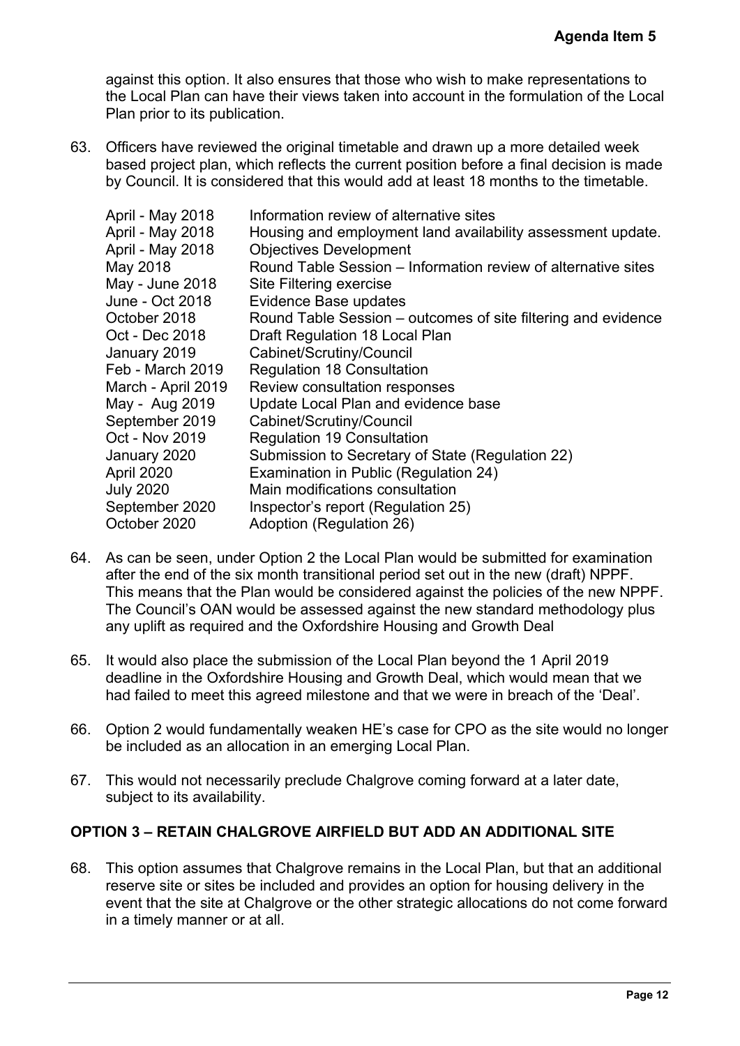against this option. It also ensures that those who wish to make representations to the Local Plan can have their views taken into account in the formulation of the Local Plan prior to its publication.

63. Officers have reviewed the original timetable and drawn up a more detailed week based project plan, which reflects the current position before a final decision is made by Council. It is considered that this would add at least 18 months to the timetable.

| | |
|---|---|
| April - May 2018 | Information review of alternative sites |
| April - May 2018 | Housing and employment land availability assessment update. |
| April - May 2018 | Objectives Development |
| May 2018 | Round Table Session – Information review of alternative sites |
| May - June 2018 | Site Filtering exercise |
| June - Oct 2018 | Evidence Base updates |
| October 2018 | Round Table Session – outcomes of site filtering and evidence |
| Oct - Dec 2018 | Draft Regulation 18 Local Plan |
| January 2019 | Cabinet/Scrutiny/Council |
| Feb - March 2019 | Regulation 18 Consultation |
| March - April 2019 | Review consultation responses |
| May - Aug 2019 | Update Local Plan and evidence base |
| September 2019 | Cabinet/Scrutiny/Council |
| Oct - Nov 2019 | Regulation 19 Consultation |
| January 2020 | Submission to Secretary of State (Regulation 22) |
| April 2020 | Examination in Public (Regulation 24) |
| July 2020 | Main modifications consultation |
| September 2020 | Inspector's report (Regulation 25) |
| October 2020 | Adoption (Regulation 26) |

64. As can be seen, under Option 2 the Local Plan would be submitted for examination after the end of the six month transitional period set out in the new (draft) NPPF. This means that the Plan would be considered against the policies of the new NPPF. The Council's OAN would be assessed against the new standard methodology plus any uplift as required and the Oxfordshire Housing and Growth Deal

65. It would also place the submission of the Local Plan beyond the 1 April 2019 deadline in the Oxfordshire Housing and Growth Deal, which would mean that we had failed to meet this agreed milestone and that we were in breach of the 'Deal'.

66. Option 2 would fundamentally weaken HE's case for CPO as the site would no longer be included as an allocation in an emerging Local Plan.

67. This would not necessarily preclude Chalgrove coming forward at a later date, subject to its availability.

## OPTION 3 – RETAIN CHALGROVE AIRFIELD BUT ADD AN ADDITIONAL SITE

68. This option assumes that Chalgrove remains in the Local Plan, but that an additional reserve site or sites be included and provides an option for housing delivery in the event that the site at Chalgrove or the other strategic allocations do not come forward in a timely manner or at all.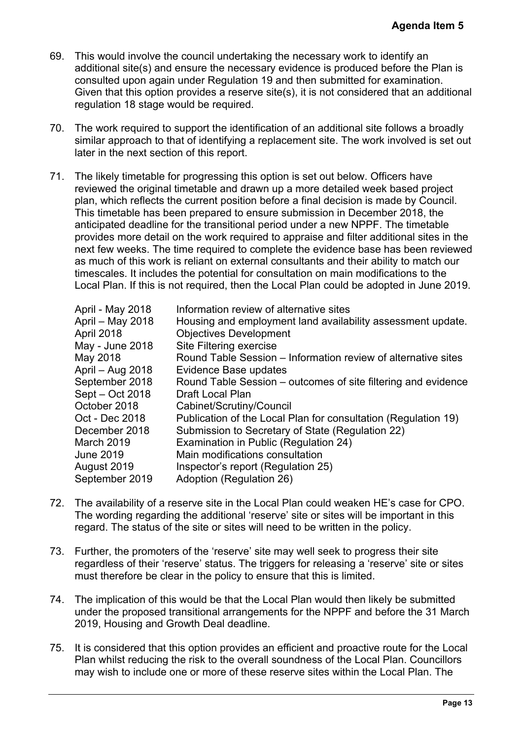69. This would involve the council undertaking the necessary work to identify an additional site(s) and ensure the necessary evidence is produced before the Plan is consulted upon again under Regulation 19 and then submitted for examination. Given that this option provides a reserve site(s), it is not considered that an additional regulation 18 stage would be required.

70. The work required to support the identification of an additional site follows a broadly similar approach to that of identifying a replacement site. The work involved is set out later in the next section of this report.

71. The likely timetable for progressing this option is set out below. Officers have reviewed the original timetable and drawn up a more detailed week based project plan, which reflects the current position before a final decision is made by Council. This timetable has been prepared to ensure submission in December 2018, the anticipated deadline for the transitional period under a new NPPF. The timetable provides more detail on the work required to appraise and filter additional sites in the next few weeks. The time required to complete the evidence base has been reviewed as much of this work is reliant on external consultants and their ability to match our timescales. It includes the potential for consultation on main modifications to the Local Plan. If this is not required, then the Local Plan could be adopted in June 2019.

| | |
|---|---|
| April - May 2018 | Information review of alternative sites |
| April – May 2018 | Housing and employment land availability assessment update. |
| April 2018 | Objectives Development |
| May - June 2018 | Site Filtering exercise |
| May 2018 | Round Table Session – Information review of alternative sites |
| April – Aug 2018 | Evidence Base updates |
| September 2018 | Round Table Session – outcomes of site filtering and evidence |
| Sept – Oct 2018 | Draft Local Plan |
| October 2018 | Cabinet/Scrutiny/Council |
| Oct - Dec 2018 | Publication of the Local Plan for consultation (Regulation 19) |
| December 2018 | Submission to Secretary of State (Regulation 22) |
| March 2019 | Examination in Public (Regulation 24) |
| June 2019 | Main modifications consultation |
| August 2019 | Inspector's report (Regulation 25) |
| September 2019 | Adoption (Regulation 26) |

72. The availability of a reserve site in the Local Plan could weaken HE's case for CPO. The wording regarding the additional 'reserve' site or sites will be important in this regard. The status of the site or sites will need to be written in the policy.

73. Further, the promoters of the 'reserve' site may well seek to progress their site regardless of their 'reserve' status. The triggers for releasing a 'reserve' site or sites must therefore be clear in the policy to ensure that this is limited.

74. The implication of this would be that the Local Plan would then likely be submitted under the proposed transitional arrangements for the NPPF and before the 31 March 2019, Housing and Growth Deal deadline.

75. It is considered that this option provides an efficient and proactive route for the Local Plan whilst reducing the risk to the overall soundness of the Local Plan. Councillors may wish to include one or more of these reserve sites within the Local Plan. The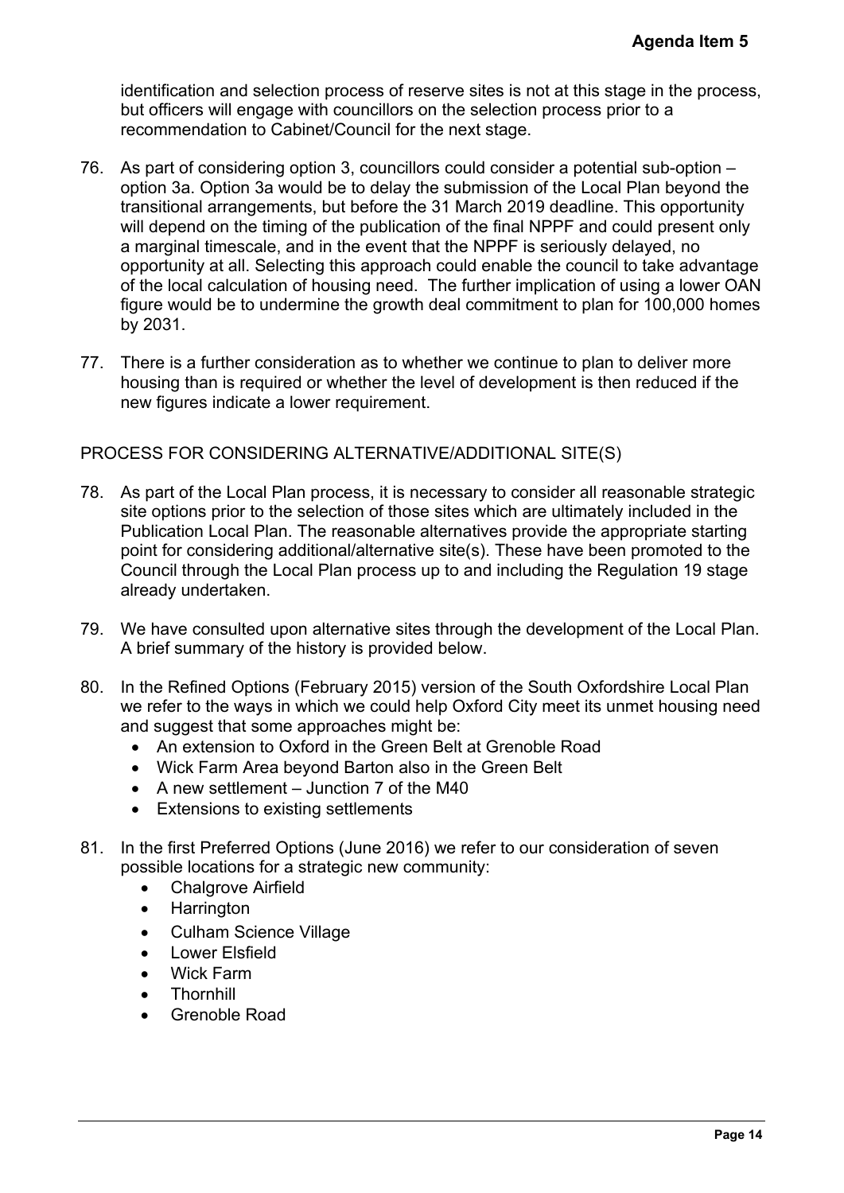identification and selection process of reserve sites is not at this stage in the process, but officers will engage with councillors on the selection process prior to a recommendation to Cabinet/Council for the next stage.

76. As part of considering option 3, councillors could consider a potential sub-option – option 3a. Option 3a would be to delay the submission of the Local Plan beyond the transitional arrangements, but before the 31 March 2019 deadline. This opportunity will depend on the timing of the publication of the final NPPF and could present only a marginal timescale, and in the event that the NPPF is seriously delayed, no opportunity at all. Selecting this approach could enable the council to take advantage of the local calculation of housing need. The further implication of using a lower OAN figure would be to undermine the growth deal commitment to plan for 100,000 homes by 2031.

77. There is a further consideration as to whether we continue to plan to deliver more housing than is required or whether the level of development is then reduced if the new figures indicate a lower requirement.

PROCESS FOR CONSIDERING ALTERNATIVE/ADDITIONAL SITE(S)

78. As part of the Local Plan process, it is necessary to consider all reasonable strategic site options prior to the selection of those sites which are ultimately included in the Publication Local Plan. The reasonable alternatives provide the appropriate starting point for considering additional/alternative site(s). These have been promoted to the Council through the Local Plan process up to and including the Regulation 19 stage already undertaken.

79. We have consulted upon alternative sites through the development of the Local Plan. A brief summary of the history is provided below.

80. In the Refined Options (February 2015) version of the South Oxfordshire Local Plan we refer to the ways in which we could help Oxford City meet its unmet housing need and suggest that some approaches might be:
    - An extension to Oxford in the Green Belt at Grenoble Road
    - Wick Farm Area beyond Barton also in the Green Belt
    - A new settlement – Junction 7 of the M40
    - Extensions to existing settlements

81. In the first Preferred Options (June 2016) we refer to our consideration of seven possible locations for a strategic new community:
    - Chalgrove Airfield
    - Harrington
    - Culham Science Village
    - Lower Elsfield
    - Wick Farm
    - Thornhill
    - Grenoble Road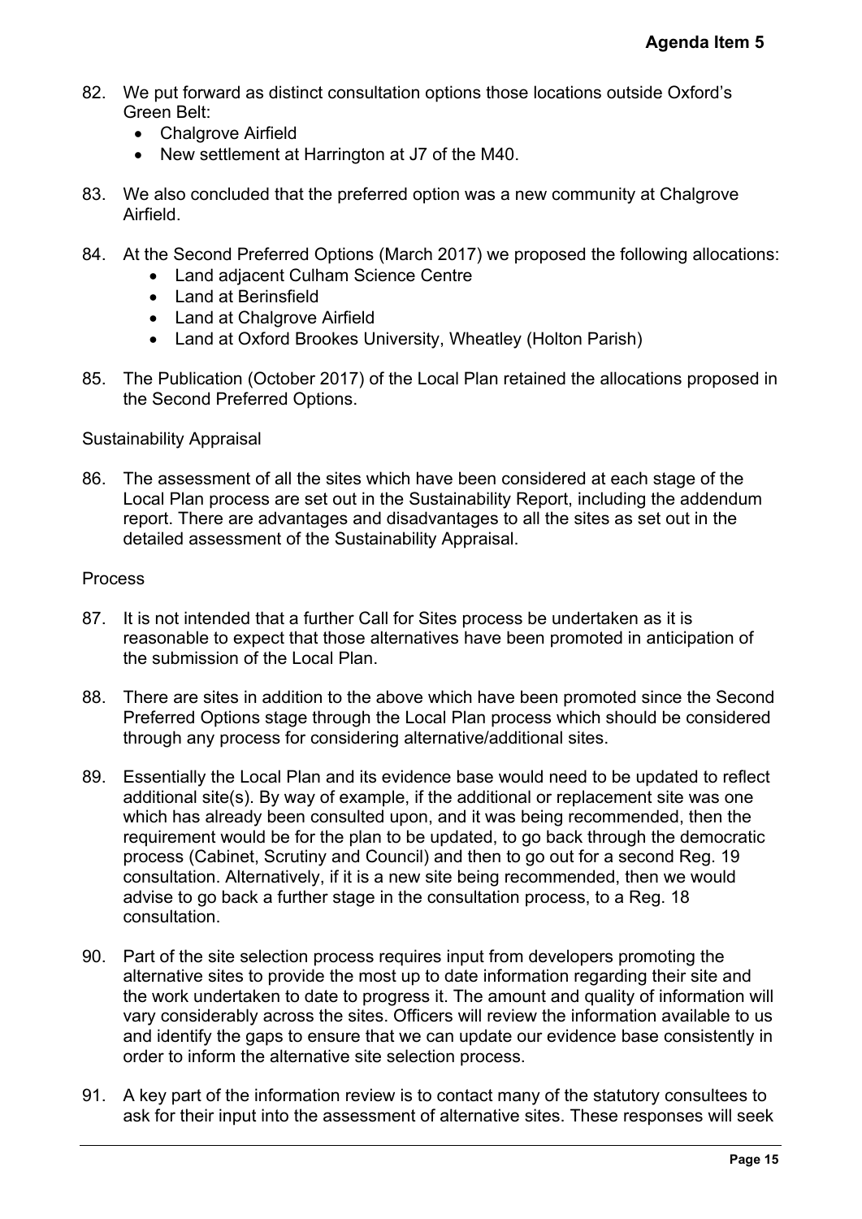82. We put forward as distinct consultation options those locations outside Oxford's Green Belt:
    - Chalgrove Airfield
    - New settlement at Harrington at J7 of the M40.

83. We also concluded that the preferred option was a new community at Chalgrove Airfield.

84. At the Second Preferred Options (March 2017) we proposed the following allocations:
    - Land adjacent Culham Science Centre
    - Land at Berinsfield
    - Land at Chalgrove Airfield
    - Land at Oxford Brookes University, Wheatley (Holton Parish)

85. The Publication (October 2017) of the Local Plan retained the allocations proposed in the Second Preferred Options.

Sustainability Appraisal

86. The assessment of all the sites which have been considered at each stage of the Local Plan process are set out in the Sustainability Report, including the addendum report. There are advantages and disadvantages to all the sites as set out in the detailed assessment of the Sustainability Appraisal.

Process

87. It is not intended that a further Call for Sites process be undertaken as it is reasonable to expect that those alternatives have been promoted in anticipation of the submission of the Local Plan.

88. There are sites in addition to the above which have been promoted since the Second Preferred Options stage through the Local Plan process which should be considered through any process for considering alternative/additional sites.

89. Essentially the Local Plan and its evidence base would need to be updated to reflect additional site(s). By way of example, if the additional or replacement site was one which has already been consulted upon, and it was being recommended, then the requirement would be for the plan to be updated, to go back through the democratic process (Cabinet, Scrutiny and Council) and then to go out for a second Reg. 19 consultation. Alternatively, if it is a new site being recommended, then we would advise to go back a further stage in the consultation process, to a Reg. 18 consultation.

90. Part of the site selection process requires input from developers promoting the alternative sites to provide the most up to date information regarding their site and the work undertaken to date to progress it. The amount and quality of information will vary considerably across the sites. Officers will review the information available to us and identify the gaps to ensure that we can update our evidence base consistently in order to inform the alternative site selection process.

91. A key part of the information review is to contact many of the statutory consultees to ask for their input into the assessment of alternative sites. These responses will seek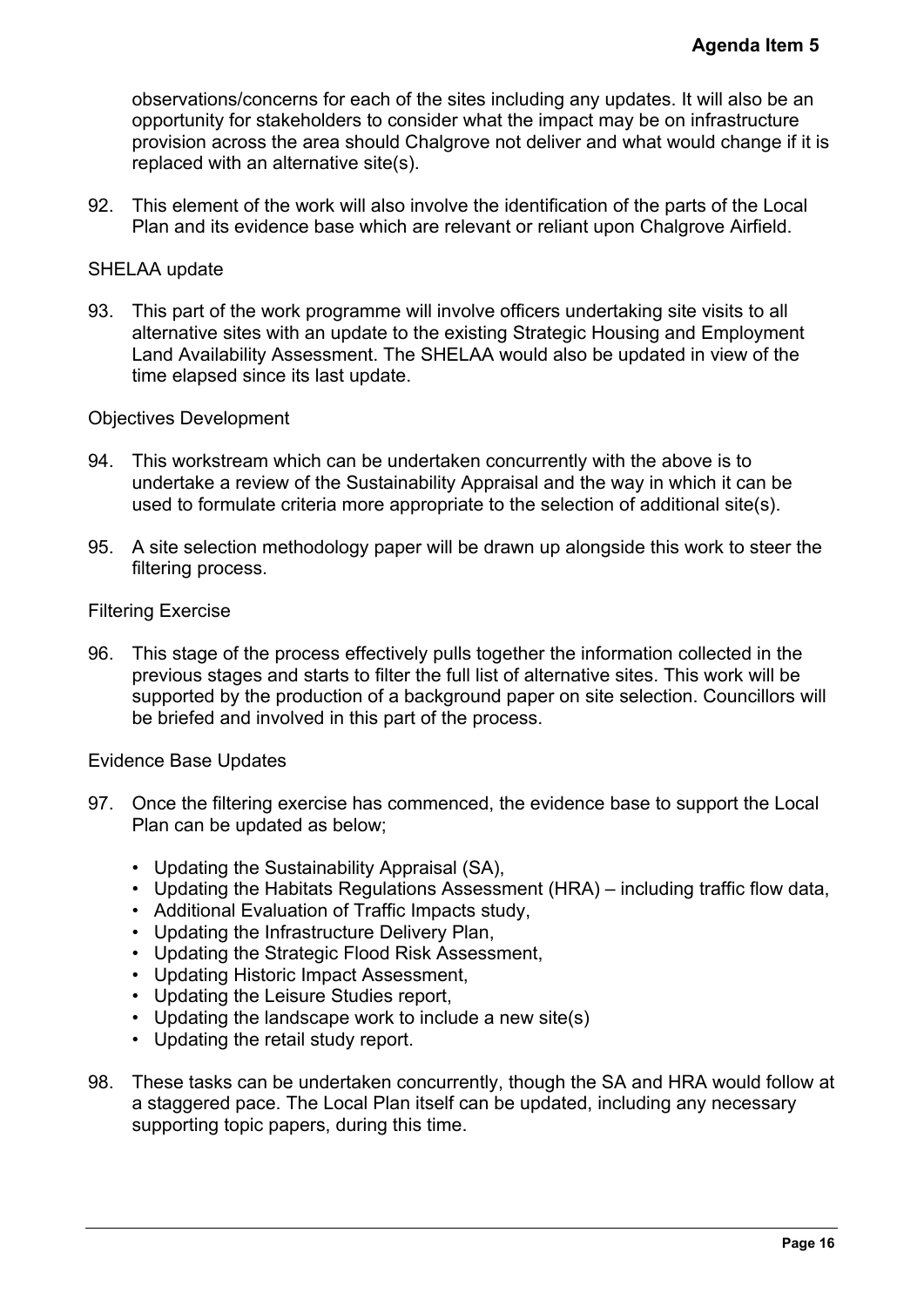observations/concerns for each of the sites including any updates. It will also be an opportunity for stakeholders to consider what the impact may be on infrastructure provision across the area should Chalgrove not deliver and what would change if it is replaced with an alternative site(s).

92. This element of the work will also involve the identification of the parts of the Local Plan and its evidence base which are relevant or reliant upon Chalgrove Airfield.

SHELAA update

93. This part of the work programme will involve officers undertaking site visits to all alternative sites with an update to the existing Strategic Housing and Employment Land Availability Assessment. The SHELAA would also be updated in view of the time elapsed since its last update.

Objectives Development

94. This workstream which can be undertaken concurrently with the above is to undertake a review of the Sustainability Appraisal and the way in which it can be used to formulate criteria more appropriate to the selection of additional site(s).

95. A site selection methodology paper will be drawn up alongside this work to steer the filtering process.

Filtering Exercise

96. This stage of the process effectively pulls together the information collected in the previous stages and starts to filter the full list of alternative sites. This work will be supported by the production of a background paper on site selection. Councillors will be briefed and involved in this part of the process.

Evidence Base Updates

97. Once the filtering exercise has commenced, the evidence base to support the Local Plan can be updated as below;

    - Updating the Sustainability Appraisal (SA),
    - Updating the Habitats Regulations Assessment (HRA) – including traffic flow data,
    - Additional Evaluation of Traffic Impacts study,
    - Updating the Infrastructure Delivery Plan,
    - Updating the Strategic Flood Risk Assessment,
    - Updating Historic Impact Assessment,
    - Updating the Leisure Studies report,
    - Updating the landscape work to include a new site(s)
    - Updating the retail study report.

98. These tasks can be undertaken concurrently, though the SA and HRA would follow at a staggered pace. The Local Plan itself can be updated, including any necessary supporting topic papers, during this time.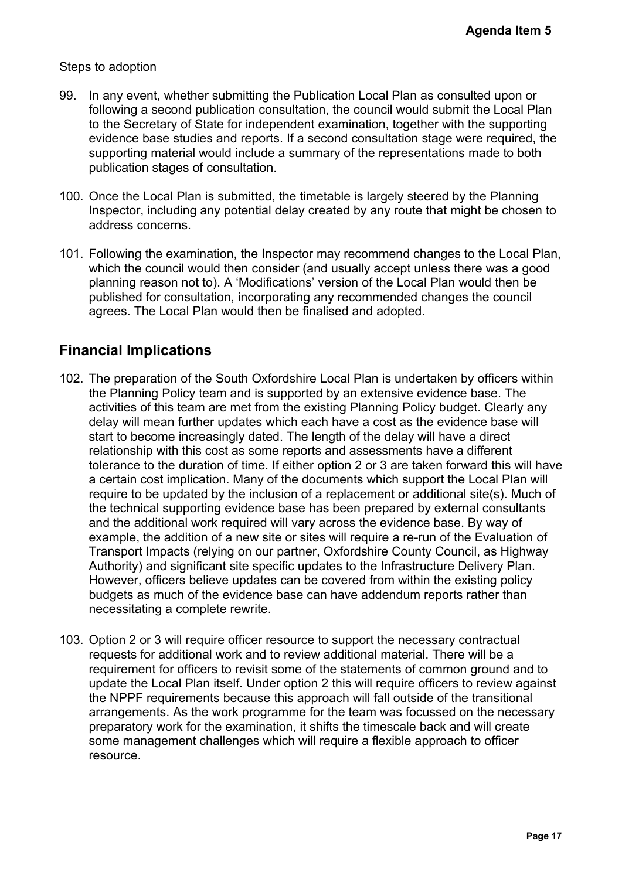Steps to adoption

99. In any event, whether submitting the Publication Local Plan as consulted upon or following a second publication consultation, the council would submit the Local Plan to the Secretary of State for independent examination, together with the supporting evidence base studies and reports. If a second consultation stage were required, the supporting material would include a summary of the representations made to both publication stages of consultation.

100. Once the Local Plan is submitted, the timetable is largely steered by the Planning Inspector, including any potential delay created by any route that might be chosen to address concerns.

101. Following the examination, the Inspector may recommend changes to the Local Plan, which the council would then consider (and usually accept unless there was a good planning reason not to). A 'Modifications' version of the Local Plan would then be published for consultation, incorporating any recommended changes the council agrees. The Local Plan would then be finalised and adopted.

## Financial Implications

102. The preparation of the South Oxfordshire Local Plan is undertaken by officers within the Planning Policy team and is supported by an extensive evidence base. The activities of this team are met from the existing Planning Policy budget. Clearly any delay will mean further updates which each have a cost as the evidence base will start to become increasingly dated. The length of the delay will have a direct relationship with this cost as some reports and assessments have a different tolerance to the duration of time. If either option 2 or 3 are taken forward this will have a certain cost implication. Many of the documents which support the Local Plan will require to be updated by the inclusion of a replacement or additional site(s). Much of the technical supporting evidence base has been prepared by external consultants and the additional work required will vary across the evidence base. By way of example, the addition of a new site or sites will require a re-run of the Evaluation of Transport Impacts (relying on our partner, Oxfordshire County Council, as Highway Authority) and significant site specific updates to the Infrastructure Delivery Plan. However, officers believe updates can be covered from within the existing policy budgets as much of the evidence base can have addendum reports rather than necessitating a complete rewrite.

103. Option 2 or 3 will require officer resource to support the necessary contractual requests for additional work and to review additional material. There will be a requirement for officers to revisit some of the statements of common ground and to update the Local Plan itself. Under option 2 this will require officers to review against the NPPF requirements because this approach will fall outside of the transitional arrangements. As the work programme for the team was focussed on the necessary preparatory work for the examination, it shifts the timescale back and will create some management challenges which will require a flexible approach to officer resource.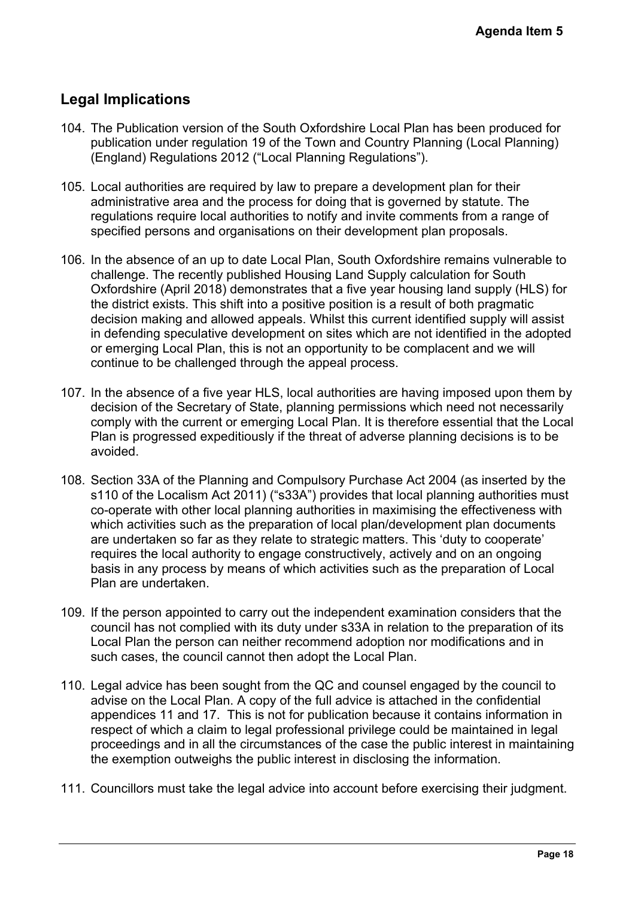## Legal Implications

104. The Publication version of the South Oxfordshire Local Plan has been produced for publication under regulation 19 of the Town and Country Planning (Local Planning) (England) Regulations 2012 ("Local Planning Regulations").

105. Local authorities are required by law to prepare a development plan for their administrative area and the process for doing that is governed by statute. The regulations require local authorities to notify and invite comments from a range of specified persons and organisations on their development plan proposals.

106. In the absence of an up to date Local Plan, South Oxfordshire remains vulnerable to challenge. The recently published Housing Land Supply calculation for South Oxfordshire (April 2018) demonstrates that a five year housing land supply (HLS) for the district exists. This shift into a positive position is a result of both pragmatic decision making and allowed appeals. Whilst this current identified supply will assist in defending speculative development on sites which are not identified in the adopted or emerging Local Plan, this is not an opportunity to be complacent and we will continue to be challenged through the appeal process.

107. In the absence of a five year HLS, local authorities are having imposed upon them by decision of the Secretary of State, planning permissions which need not necessarily comply with the current or emerging Local Plan. It is therefore essential that the Local Plan is progressed expeditiously if the threat of adverse planning decisions is to be avoided.

108. Section 33A of the Planning and Compulsory Purchase Act 2004 (as inserted by the s110 of the Localism Act 2011) ("s33A") provides that local planning authorities must co-operate with other local planning authorities in maximising the effectiveness with which activities such as the preparation of local plan/development plan documents are undertaken so far as they relate to strategic matters. This 'duty to cooperate' requires the local authority to engage constructively, actively and on an ongoing basis in any process by means of which activities such as the preparation of Local Plan are undertaken.

109. If the person appointed to carry out the independent examination considers that the council has not complied with its duty under s33A in relation to the preparation of its Local Plan the person can neither recommend adoption nor modifications and in such cases, the council cannot then adopt the Local Plan.

110. Legal advice has been sought from the QC and counsel engaged by the council to advise on the Local Plan. A copy of the full advice is attached in the confidential appendices 11 and 17. This is not for publication because it contains information in respect of which a claim to legal professional privilege could be maintained in legal proceedings and in all the circumstances of the case the public interest in maintaining the exemption outweighs the public interest in disclosing the information.

111. Councillors must take the legal advice into account before exercising their judgment.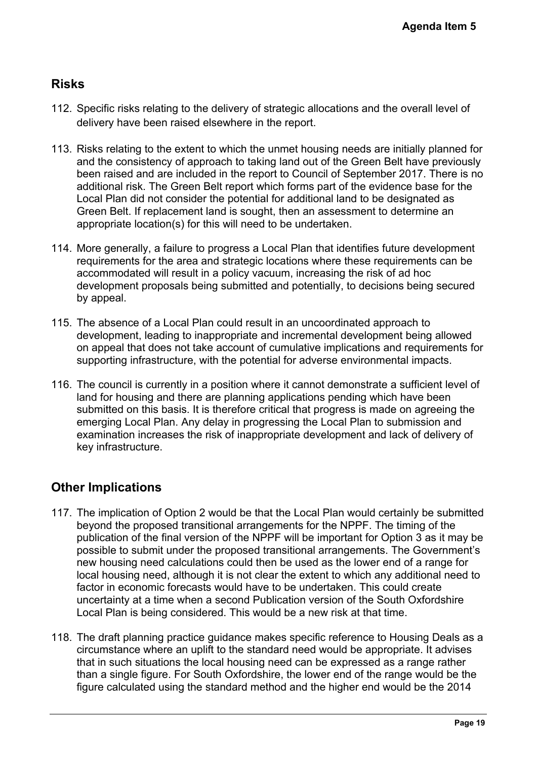## Risks

112. Specific risks relating to the delivery of strategic allocations and the overall level of delivery have been raised elsewhere in the report.

113. Risks relating to the extent to which the unmet housing needs are initially planned for and the consistency of approach to taking land out of the Green Belt have previously been raised and are included in the report to Council of September 2017. There is no additional risk. The Green Belt report which forms part of the evidence base for the Local Plan did not consider the potential for additional land to be designated as Green Belt. If replacement land is sought, then an assessment to determine an appropriate location(s) for this will need to be undertaken.

114. More generally, a failure to progress a Local Plan that identifies future development requirements for the area and strategic locations where these requirements can be accommodated will result in a policy vacuum, increasing the risk of ad hoc development proposals being submitted and potentially, to decisions being secured by appeal.

115. The absence of a Local Plan could result in an uncoordinated approach to development, leading to inappropriate and incremental development being allowed on appeal that does not take account of cumulative implications and requirements for supporting infrastructure, with the potential for adverse environmental impacts.

116. The council is currently in a position where it cannot demonstrate a sufficient level of land for housing and there are planning applications pending which have been submitted on this basis. It is therefore critical that progress is made on agreeing the emerging Local Plan. Any delay in progressing the Local Plan to submission and examination increases the risk of inappropriate development and lack of delivery of key infrastructure.

## Other Implications

117. The implication of Option 2 would be that the Local Plan would certainly be submitted beyond the proposed transitional arrangements for the NPPF. The timing of the publication of the final version of the NPPF will be important for Option 3 as it may be possible to submit under the proposed transitional arrangements. The Government's new housing need calculations could then be used as the lower end of a range for local housing need, although it is not clear the extent to which any additional need to factor in economic forecasts would have to be undertaken. This could create uncertainty at a time when a second Publication version of the South Oxfordshire Local Plan is being considered. This would be a new risk at that time.

118. The draft planning practice guidance makes specific reference to Housing Deals as a circumstance where an uplift to the standard need would be appropriate. It advises that in such situations the local housing need can be expressed as a range rather than a single figure. For South Oxfordshire, the lower end of the range would be the figure calculated using the standard method and the higher end would be the 2014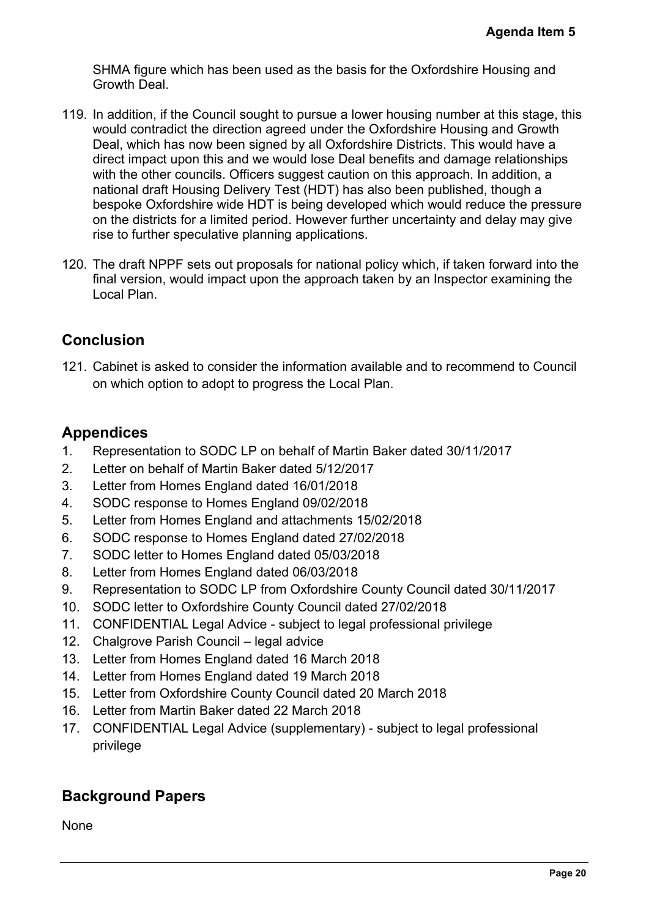SHMA figure which has been used as the basis for the Oxfordshire Housing and Growth Deal.

119. In addition, if the Council sought to pursue a lower housing number at this stage, this would contradict the direction agreed under the Oxfordshire Housing and Growth Deal, which has now been signed by all Oxfordshire Districts. This would have a direct impact upon this and we would lose Deal benefits and damage relationships with the other councils. Officers suggest caution on this approach. In addition, a national draft Housing Delivery Test (HDT) has also been published, though a bespoke Oxfordshire wide HDT is being developed which would reduce the pressure on the districts for a limited period. However further uncertainty and delay may give rise to further speculative planning applications.

120. The draft NPPF sets out proposals for national policy which, if taken forward into the final version, would impact upon the approach taken by an Inspector examining the Local Plan.

## Conclusion

121. Cabinet is asked to consider the information available and to recommend to Council on which option to adopt to progress the Local Plan.

## Appendices

1. Representation to SODC LP on behalf of Martin Baker dated 30/11/2017
2. Letter on behalf of Martin Baker dated 5/12/2017
3. Letter from Homes England dated 16/01/2018
4. SODC response to Homes England 09/02/2018
5. Letter from Homes England and attachments 15/02/2018
6. SODC response to Homes England dated 27/02/2018
7. SODC letter to Homes England dated 05/03/2018
8. Letter from Homes England dated 06/03/2018
9. Representation to SODC LP from Oxfordshire County Council dated 30/11/2017
10. SODC letter to Oxfordshire County Council dated 27/02/2018
11. CONFIDENTIAL Legal Advice - subject to legal professional privilege
12. Chalgrove Parish Council – legal advice
13. Letter from Homes England dated 16 March 2018
14. Letter from Homes England dated 19 March 2018
15. Letter from Oxfordshire County Council dated 20 March 2018
16. Letter from Martin Baker dated 22 March 2018
17. CONFIDENTIAL Legal Advice (supplementary) - subject to legal professional privilege

## Background Papers

None